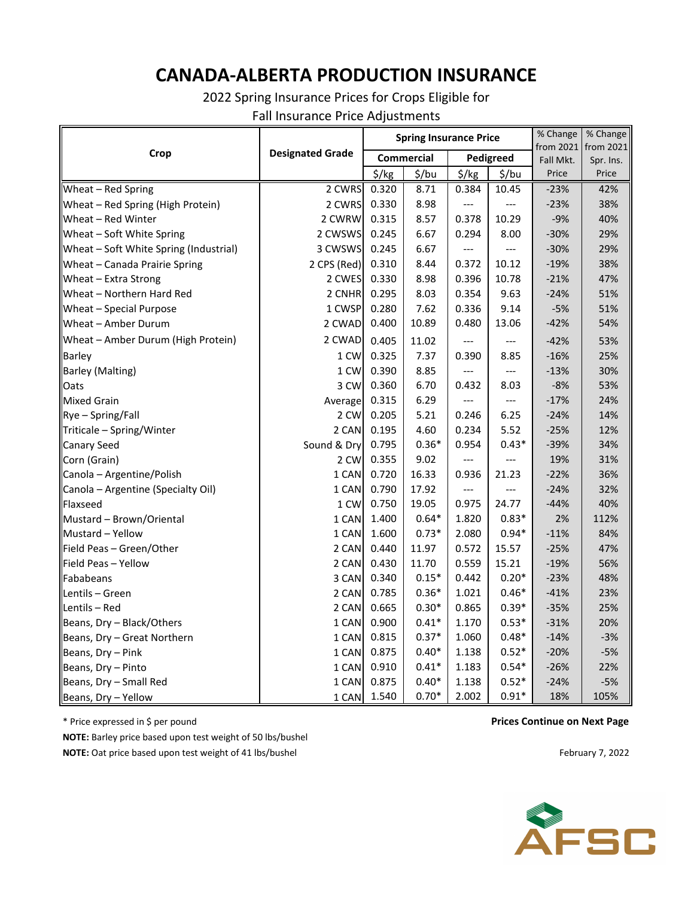# CANADA-ALBERTA PRODUCTION INSURANCE

2022 Spring Insurance Prices for Crops Eligible for
Fall Insurance Price Adjustments

| Crop | Designated Grade | Spring Insurance Price | | | | % Change from 2021 Fall Mkt. Price | % Change from 2021 Spr. Ins. Price |
|---|---|---|---|---|---|---|---|
| | | Commercial | | Pedigreed | | | |
| | | $/kg | $/bu | $/kg | $/bu | | |
| Wheat – Red Spring | 2 CWRS | 0.320 | 8.71 | 0.384 | 10.45 | -23% | 42% |
| Wheat – Red Spring (High Protein) | 2 CWRS | 0.330 | 8.98 | --- | --- | -23% | 38% |
| Wheat – Red Winter | 2 CWRW | 0.315 | 8.57 | 0.378 | 10.29 | -9% | 40% |
| Wheat – Soft White Spring | 2 CWSWS | 0.245 | 6.67 | 0.294 | 8.00 | -30% | 29% |
| Wheat – Soft White Spring (Industrial) | 3 CWSWS | 0.245 | 6.67 | --- | --- | -30% | 29% |
| Wheat – Canada Prairie Spring | 2 CPS (Red) | 0.310 | 8.44 | 0.372 | 10.12 | -19% | 38% |
| Wheat – Extra Strong | 2 CWES | 0.330 | 8.98 | 0.396 | 10.78 | -21% | 47% |
| Wheat – Northern Hard Red | 2 CNHR | 0.295 | 8.03 | 0.354 | 9.63 | -24% | 51% |
| Wheat – Special Purpose | 1 CWSP | 0.280 | 7.62 | 0.336 | 9.14 | -5% | 51% |
| Wheat – Amber Durum | 2 CWAD | 0.400 | 10.89 | 0.480 | 13.06 | -42% | 54% |
| Wheat – Amber Durum (High Protein) | 2 CWAD | 0.405 | 11.02 | --- | --- | -42% | 53% |
| Barley | 1 CW | 0.325 | 7.37 | 0.390 | 8.85 | -16% | 25% |
| Barley (Malting) | 1 CW | 0.390 | 8.85 | --- | --- | -13% | 30% |
| Oats | 3 CW | 0.360 | 6.70 | 0.432 | 8.03 | -8% | 53% |
| Mixed Grain | Average | 0.315 | 6.29 | --- | --- | -17% | 24% |
| Rye – Spring/Fall | 2 CW | 0.205 | 5.21 | 0.246 | 6.25 | -24% | 14% |
| Triticale – Spring/Winter | 2 CAN | 0.195 | 4.60 | 0.234 | 5.52 | -25% | 12% |
| Canary Seed | Sound & Dry | 0.795 | 0.36* | 0.954 | 0.43* | -39% | 34% |
| Corn (Grain) | 2 CW | 0.355 | 9.02 | --- | --- | 19% | 31% |
| Canola – Argentine/Polish | 1 CAN | 0.720 | 16.33 | 0.936 | 21.23 | -22% | 36% |
| Canola – Argentine (Specialty Oil) | 1 CAN | 0.790 | 17.92 | --- | --- | -24% | 32% |
| Flaxseed | 1 CW | 0.750 | 19.05 | 0.975 | 24.77 | -44% | 40% |
| Mustard – Brown/Oriental | 1 CAN | 1.400 | 0.64* | 1.820 | 0.83* | 2% | 112% |
| Mustard – Yellow | 1 CAN | 1.600 | 0.73* | 2.080 | 0.94* | -11% | 84% |
| Field Peas – Green/Other | 2 CAN | 0.440 | 11.97 | 0.572 | 15.57 | -25% | 47% |
| Field Peas – Yellow | 2 CAN | 0.430 | 11.70 | 0.559 | 15.21 | -19% | 56% |
| Fababeans | 3 CAN | 0.340 | 0.15* | 0.442 | 0.20* | -23% | 48% |
| Lentils – Green | 2 CAN | 0.785 | 0.36* | 1.021 | 0.46* | -41% | 23% |
| Lentils – Red | 2 CAN | 0.665 | 0.30* | 0.865 | 0.39* | -35% | 25% |
| Beans, Dry – Black/Others | 1 CAN | 0.900 | 0.41* | 1.170 | 0.53* | -31% | 20% |
| Beans, Dry – Great Northern | 1 CAN | 0.815 | 0.37* | 1.060 | 0.48* | -14% | -3% |
| Beans, Dry – Pink | 1 CAN | 0.875 | 0.40* | 1.138 | 0.52* | -20% | -5% |
| Beans, Dry – Pinto | 1 CAN | 0.910 | 0.41* | 1.183 | 0.54* | -26% | 22% |
| Beans, Dry – Small Red | 1 CAN | 0.875 | 0.40* | 1.138 | 0.52* | -24% | -5% |
| Beans, Dry – Yellow | 1 CAN | 1.540 | 0.70* | 2.002 | 0.91* | 18% | 105% |

* Price expressed in $ per pound

**Prices Continue on Next Page**

**NOTE:** Barley price based upon test weight of 50 lbs/bushel

**NOTE:** Oat price based upon test weight of 41 lbs/bushel

February 7, 2022

AFSC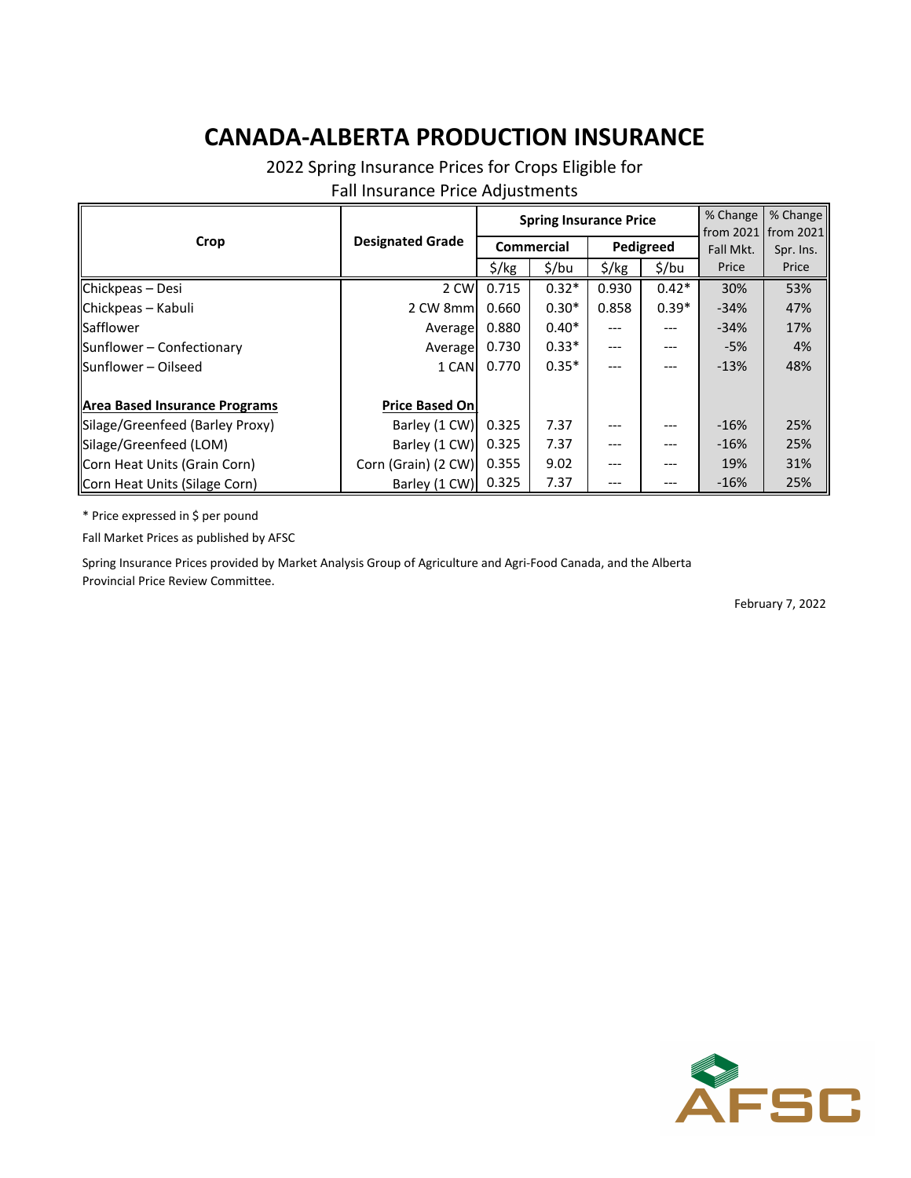# CANADA-ALBERTA PRODUCTION INSURANCE

2022 Spring Insurance Prices for Crops Eligible for Fall Insurance Price Adjustments

| Crop | Designated Grade | Spring Insurance Price | | | | % Change from 2021 Fall Mkt. Price | % Change from 2021 Spr. Ins. Price |
|---|---|---|---|---|---|---|---|
| | | Commercial | | Pedigreed | | | |
| | | $/kg | $/bu | $/kg | $/bu | | |
| Chickpeas – Desi | 2 CW | 0.715 | 0.32* | 0.930 | 0.42* | 30% | 53% |
| Chickpeas – Kabuli | 2 CW 8mm | 0.660 | 0.30* | 0.858 | 0.39* | -34% | 47% |
| Safflower | Average | 0.880 | 0.40* | --- | --- | -34% | 17% |
| Sunflower – Confectionary | Average | 0.730 | 0.33* | --- | --- | -5% | 4% |
| Sunflower – Oilseed | 1 CAN | 0.770 | 0.35* | --- | --- | -13% | 48% |
| **Area Based Insurance Programs** | **Price Based On** | | | | | | |
| Silage/Greenfeed (Barley Proxy) | Barley (1 CW) | 0.325 | 7.37 | --- | --- | -16% | 25% |
| Silage/Greenfeed (LOM) | Barley (1 CW) | 0.325 | 7.37 | --- | --- | -16% | 25% |
| Corn Heat Units (Grain Corn) | Corn (Grain) (2 CW) | 0.355 | 9.02 | --- | --- | 19% | 31% |
| Corn Heat Units (Silage Corn) | Barley (1 CW) | 0.325 | 7.37 | --- | --- | -16% | 25% |

* Price expressed in $ per pound

Fall Market Prices as published by AFSC

Spring Insurance Prices provided by Market Analysis Group of Agriculture and Agri-Food Canada, and the Alberta Provincial Price Review Committee.

February 7, 2022

AFSC